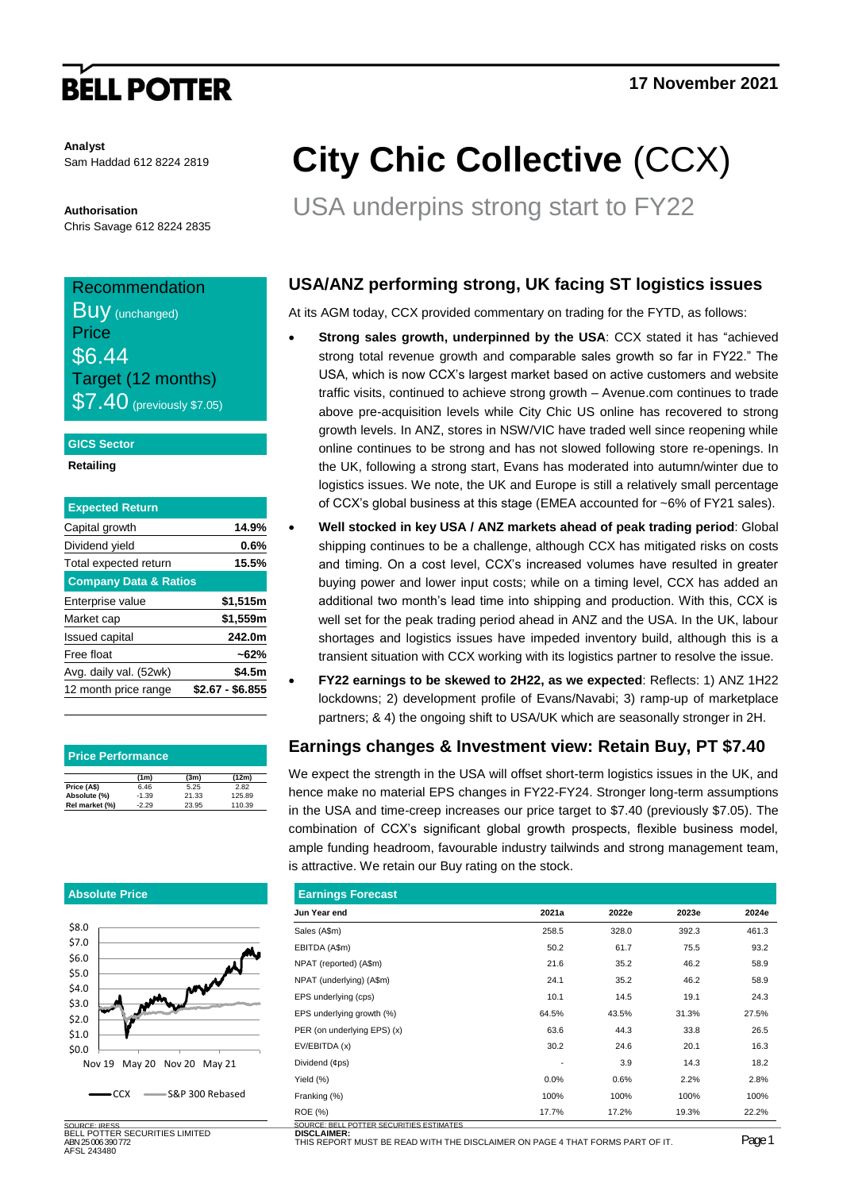BELL POTTER

17 November 2021

**Analyst**
Sam Haddad 612 8224 2819

**Authorisation**
Chris Savage 612 8224 2835

# City Chic Collective (CCX)

## USA underpins strong start to FY22

| Recommendation | |
|---|---|
| Buy (unchanged) | |
| Price | $6.44 |
| Target (12 months) | $7.40 (previously $7.05) |

**GICS Sector**

Retailing

| Expected Return | |
|---|---|
| Capital growth | 14.9% |
| Dividend yield | 0.6% |
| Total expected return | 15.5% |
| **Company Data & Ratios** | |
| Enterprise value | $1,515m |
| Market cap | $1,559m |
| Issued capital | 242.0m |
| Free float | ~62% |
| Avg. daily val. (52wk) | $4.5m |
| 12 month price range | $2.67 - $6.855 |

**Price Performance**

| | (1m) | (3m) | (12m) |
|---|---|---|---|
| Price (A$) | 6.46 | 5.25 | 2.82 |
| Absolute (%) | -1.39 | 21.33 | 125.89 |
| Rel market (%) | -2.29 | 23.95 | 110.39 |

**Absolute Price**

CCX — S&P 300 Rebased

SOURCE: IRESS

## USA/ANZ performing strong, UK facing ST logistics issues

At its AGM today, CCX provided commentary on trading for the FYTD, as follows:

- **Strong sales growth, underpinned by the USA**: CCX stated it has "achieved strong total revenue growth and comparable sales growth so far in FY22." The USA, which is now CCX's largest market based on active customers and website traffic visits, continued to achieve strong growth – Avenue.com continues to trade above pre-acquisition levels while City Chic US online has recovered to strong growth levels. In ANZ, stores in NSW/VIC have traded well since reopening while online continues to be strong and has not slowed following store re-openings. In the UK, following a strong start, Evans has moderated into autumn/winter due to logistics issues. We note, the UK and Europe is still a relatively small percentage of CCX's global business at this stage (EMEA accounted for ~6% of FY21 sales).
- **Well stocked in key USA / ANZ markets ahead of peak trading period**: Global shipping continues to be a challenge, although CCX has mitigated risks on costs and timing. On a cost level, CCX's increased volumes have resulted in greater buying power and lower input costs; while on a timing level, CCX has added an additional two month's lead time into shipping and production. With this, CCX is well set for the peak trading period ahead in ANZ and the USA. In the UK, labour shortages and logistics issues have impeded inventory build, although this is a transient situation with CCX working with its logistics partner to resolve the issue.
- **FY22 earnings to be skewed to 2H22, as we expected**: Reflects: 1) ANZ 1H22 lockdowns; 2) development profile of Evans/Navabi; 3) ramp-up of marketplace partners; & 4) the ongoing shift to USA/UK which are seasonally stronger in 2H.

## Earnings changes & Investment view: Retain Buy, PT $7.40

We expect the strength in the USA will offset short-term logistics issues in the UK, and hence make no material EPS changes in FY22-FY24. Stronger long-term assumptions in the USA and time-creep increases our price target to $7.40 (previously $7.05). The combination of CCX's significant global growth prospects, flexible business model, ample funding headroom, favourable industry tailwinds and strong management team, is attractive. We retain our Buy rating on the stock.

**Earnings Forecast**

| Jun Year end | 2021a | 2022e | 2023e | 2024e |
|---|---|---|---|---|
| Sales (A$m) | 258.5 | 328.0 | 392.3 | 461.3 |
| EBITDA (A$m) | 50.2 | 61.7 | 75.5 | 93.2 |
| NPAT (reported) (A$m) | 21.6 | 35.2 | 46.2 | 58.9 |
| NPAT (underlying) (A$m) | 24.1 | 35.2 | 46.2 | 58.9 |
| EPS underlying (cps) | 10.1 | 14.5 | 19.1 | 24.3 |
| EPS underlying growth (%) | 64.5% | 43.5% | 31.3% | 27.5% |
| PER (on underlying EPS) (x) | 63.6 | 44.3 | 33.8 | 26.5 |
| EV/EBITDA (x) | 30.2 | 24.6 | 20.1 | 16.3 |
| Dividend (¢ps) | - | 3.9 | 14.3 | 18.2 |
| Yield (%) | 0.0% | 0.6% | 2.2% | 2.8% |
| Franking (%) | 100% | 100% | 100% | 100% |
| ROE (%) | 17.7% | 17.2% | 19.3% | 22.2% |

SOURCE: BELL POTTER SECURITIES ESTIMATES

BELL POTTER SECURITIES LIMITED
ABN 25 006 390 772
AFSL 243480

**DISCLAIMER:**
THIS REPORT MUST BE READ WITH THE DISCLAIMER ON PAGE 4 THAT FORMS PART OF IT.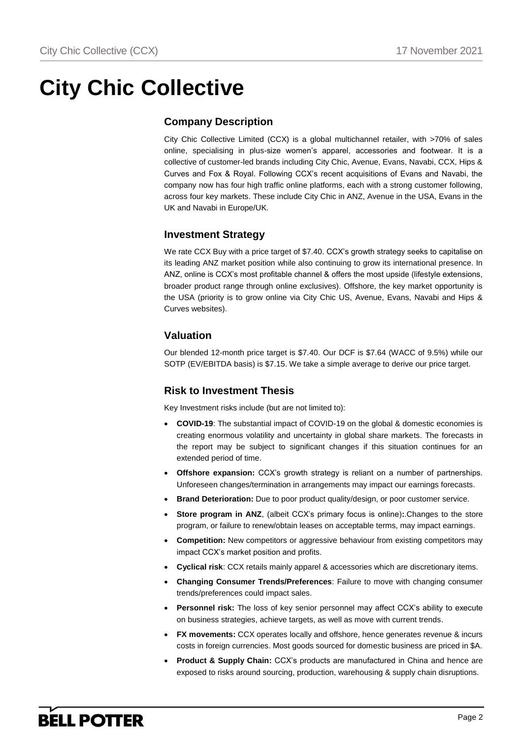# City Chic Collective

## Company Description

City Chic Collective Limited (CCX) is a global multichannel retailer, with >70% of sales online, specialising in plus-size women's apparel, accessories and footwear. It is a collective of customer-led brands including City Chic, Avenue, Evans, Navabi, CCX, Hips & Curves and Fox & Royal. Following CCX's recent acquisitions of Evans and Navabi, the company now has four high traffic online platforms, each with a strong customer following, across four key markets. These include City Chic in ANZ, Avenue in the USA, Evans in the UK and Navabi in Europe/UK.

## Investment Strategy

We rate CCX Buy with a price target of $7.40. CCX's growth strategy seeks to capitalise on its leading ANZ market position while also continuing to grow its international presence. In ANZ, online is CCX's most profitable channel & offers the most upside (lifestyle extensions, broader product range through online exclusives). Offshore, the key market opportunity is the USA (priority is to grow online via City Chic US, Avenue, Evans, Navabi and Hips & Curves websites).

## Valuation

Our blended 12-month price target is $7.40. Our DCF is $7.64 (WACC of 9.5%) while our SOTP (EV/EBITDA basis) is $7.15. We take a simple average to derive our price target.

## Risk to Investment Thesis

Key Investment risks include (but are not limited to):

- **COVID-19**: The substantial impact of COVID-19 on the global & domestic economies is creating enormous volatility and uncertainty in global share markets. The forecasts in the report may be subject to significant changes if this situation continues for an extended period of time.
- **Offshore expansion:** CCX's growth strategy is reliant on a number of partnerships. Unforeseen changes/termination in arrangements may impact our earnings forecasts.
- **Brand Deterioration:** Due to poor product quality/design, or poor customer service.
- **Store program in ANZ**, (albeit CCX's primary focus is online)**:**.Changes to the store program, or failure to renew/obtain leases on acceptable terms, may impact earnings.
- **Competition:** New competitors or aggressive behaviour from existing competitors may impact CCX's market position and profits.
- **Cyclical risk**: CCX retails mainly apparel & accessories which are discretionary items.
- **Changing Consumer Trends/Preferences**: Failure to move with changing consumer trends/preferences could impact sales.
- **Personnel risk:** The loss of key senior personnel may affect CCX's ability to execute on business strategies, achieve targets, as well as move with current trends.
- **FX movements:** CCX operates locally and offshore, hence generates revenue & incurs costs in foreign currencies. Most goods sourced for domestic business are priced in $A.
- **Product & Supply Chain:** CCX's products are manufactured in China and hence are exposed to risks around sourcing, production, warehousing & supply chain disruptions.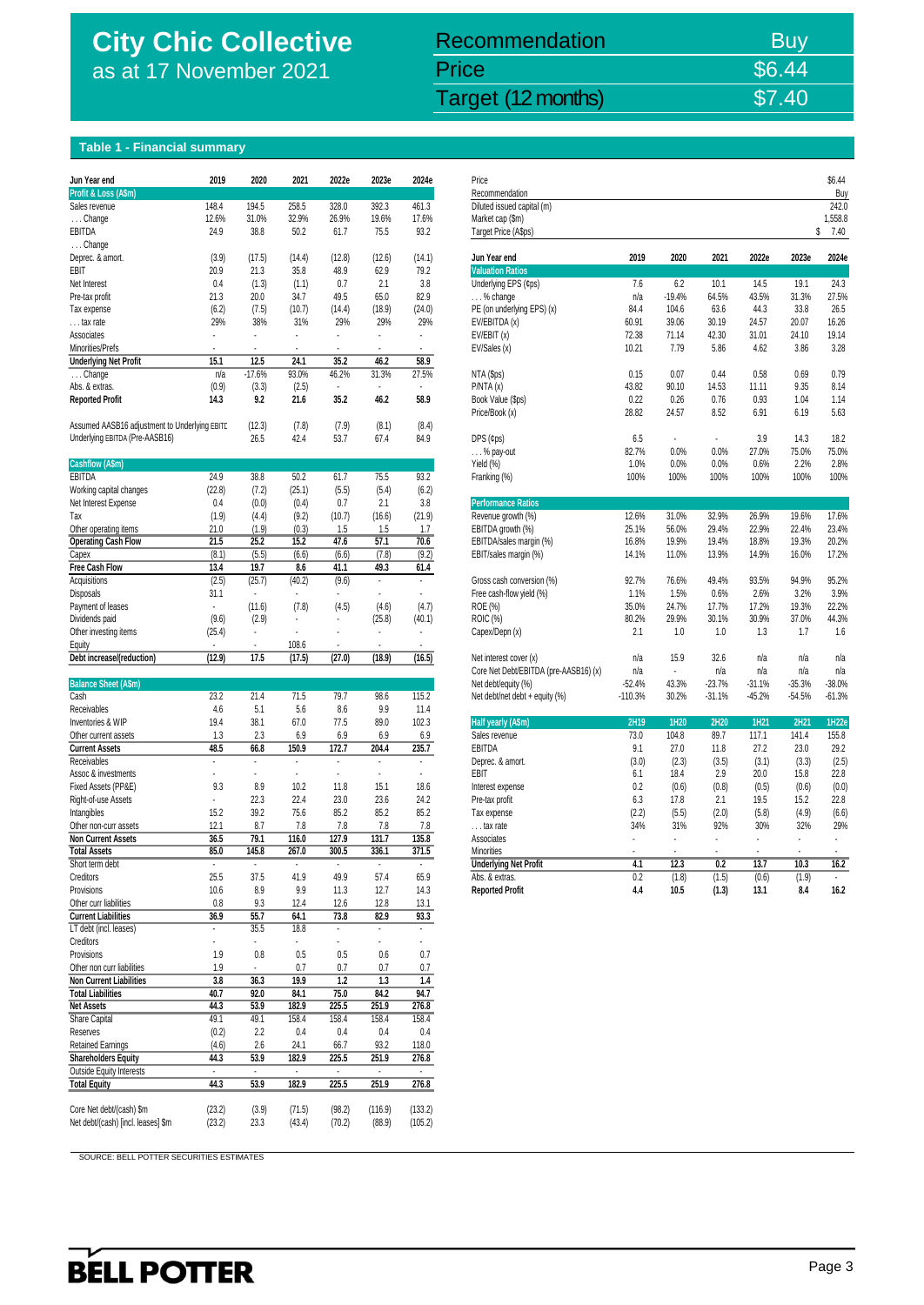# City Chic Collective
as at 17 November 2021

| Recommendation | Buy |
|---|---|
| Price | $6.44 |
| Target (12 months) | $7.40 |

## Table 1 - Financial summary

| Jun Year end | 2019 | 2020 | 2021 | 2022e | 2023e | 2024e |
|---|---|---|---|---|---|---|
| **Profit & Loss (A$m)** | | | | | | |
| Sales revenue | 148.4 | 194.5 | 258.5 | 328.0 | 392.3 | 461.3 |
| . . . Change | 12.6% | 31.0% | 32.9% | 26.9% | 19.6% | 17.6% |
| EBITDA | 24.9 | 38.8 | 50.2 | 61.7 | 75.5 | 93.2 |
| . . . Change | | | | | | |
| Deprec. & amort. | (3.9) | (17.5) | (14.4) | (12.8) | (12.6) | (14.1) |
| EBIT | 20.9 | 21.3 | 35.8 | 48.9 | 62.9 | 79.2 |
| Net Interest | 0.4 | (1.3) | (1.1) | 0.7 | 2.1 | 3.8 |
| Pre-tax profit | 21.3 | 20.0 | 34.7 | 49.5 | 65.0 | 82.9 |
| Tax expense | (6.2) | (7.5) | (10.7) | (14.4) | (18.9) | (24.0) |
| . . . tax rate | 29% | 38% | 31% | 29% | 29% | 29% |
| Associates | - | - | - | - | - | - |
| Minorities/Prefs | - | - | - | - | - | - |
| **Underlying Net Profit** | **15.1** | **12.5** | **24.1** | **35.2** | **46.2** | **58.9** |
| . . . Change | n/a | -17.6% | 93.0% | 46.2% | 31.3% | 27.5% |
| Abs. & extras. | (0.9) | (3.3) | (2.5) | - | - | - |
| **Reported Profit** | **14.3** | **9.2** | **21.6** | **35.2** | **46.2** | **58.9** |
| | | | | | | |
| Assumed AASB16 adjustment to Underlying EBITDA | | (12.3) | (7.8) | (7.9) | (8.1) | (8.4) |
| Underlying EBITDA (Pre-AASB16) | | 26.5 | 42.4 | 53.7 | 67.4 | 84.9 |
| **Cashflow (A$m)** | | | | | | |
| EBITDA | 24.9 | 38.8 | 50.2 | 61.7 | 75.5 | 93.2 |
| Working capital changes | (22.8) | (7.2) | (25.1) | (5.5) | (5.4) | (6.2) |
| Net Interest Expense | 0.4 | (0.0) | (0.4) | 0.7 | 2.1 | 3.8 |
| Tax | (1.9) | (4.4) | (9.2) | (10.7) | (16.6) | (21.9) |
| Other operating items | 21.0 | (1.9) | (0.3) | 1.5 | 1.5 | 1.7 |
| **Operating Cash Flow** | **21.5** | **25.2** | **15.2** | **47.6** | **57.1** | **70.6** |
| Capex | (8.1) | (5.5) | (6.6) | (6.6) | (7.8) | (9.2) |
| **Free Cash Flow** | **13.4** | **19.7** | **8.6** | **41.1** | **49.3** | **61.4** |
| Acquisitions | (2.5) | (25.7) | (40.2) | (9.6) | - | - |
| Disposals | 31.1 | - | - | - | - | - |
| Payment of leases | - | (11.6) | (7.8) | (4.5) | (4.6) | (4.7) |
| Dividends paid | (9.6) | (2.9) | - | - | (25.8) | (40.1) |
| Other investing items | (25.4) | - | - | - | - | - |
| Equity | - | - | 108.6 | - | - | - |
| **Debt increase/(reduction)** | **(12.9)** | **17.5** | **(17.5)** | **(27.0)** | **(18.9)** | **(16.5)** |
| **Balance Sheet (A$m)** | | | | | | |
| Cash | 23.2 | 21.4 | 71.5 | 79.7 | 98.6 | 115.2 |
| Receivables | 4.6 | 5.1 | 5.6 | 8.6 | 9.9 | 11.4 |
| Inventories & WIP | 19.4 | 38.1 | 67.0 | 77.5 | 89.0 | 102.3 |
| Other current assets | 1.3 | 2.3 | 6.9 | 6.9 | 6.9 | 6.9 |
| **Current Assets** | **48.5** | **66.8** | **150.9** | **172.7** | **204.4** | **235.7** |
| Receivables | - | - | - | - | - | - |
| Assoc & investments | - | - | - | - | - | - |
| Fixed Assets (PP&E) | 9.3 | 8.9 | 10.2 | 11.8 | 15.1 | 18.6 |
| Right-of-use Assets | - | 22.3 | 22.4 | 23.0 | 23.6 | 24.2 |
| Intangibles | 15.2 | 39.2 | 75.6 | 85.2 | 85.2 | 85.2 |
| Other non-curr assets | 12.1 | 8.7 | 7.8 | 7.8 | 7.8 | 7.8 |
| **Non Current Assets** | **36.5** | **79.1** | **116.0** | **127.9** | **131.7** | **135.8** |
| **Total Assets** | **85.0** | **145.8** | **267.0** | **300.5** | **336.1** | **371.5** |
| Short term debt | - | - | - | - | - | - |
| Creditors | 25.5 | 37.5 | 41.9 | 49.9 | 57.4 | 65.9 |
| Provisions | 10.6 | 8.9 | 9.9 | 11.3 | 12.7 | 14.3 |
| Other curr liabilities | 0.8 | 9.3 | 12.4 | 12.6 | 12.8 | 13.1 |
| **Current Liabilities** | **36.9** | **55.7** | **64.1** | **73.8** | **82.9** | **93.3** |
| LT debt (incl. leases) | - | 35.5 | 18.8 | - | - | - |
| Creditors | - | - | - | - | - | - |
| Provisions | 1.9 | 0.8 | 0.5 | 0.5 | 0.6 | 0.7 |
| Other non curr liabilities | 1.9 | - | 0.7 | 0.7 | 0.7 | 0.7 |
| **Non Current Liabilities** | **3.8** | **36.3** | **19.9** | **1.2** | **1.3** | **1.4** |
| **Total Liabilities** | **40.7** | **92.0** | **84.1** | **75.0** | **84.2** | **94.7** |
| **Net Assets** | **44.3** | **53.9** | **182.9** | **225.5** | **251.9** | **276.8** |
| Share Capital | 49.1 | 49.1 | 158.4 | 158.4 | 158.4 | 158.4 |
| Reserves | (0.2) | 2.2 | 0.4 | 0.4 | 0.4 | 0.4 |
| Retained Earnings | (4.6) | 2.6 | 24.1 | 66.7 | 93.2 | 118.0 |
| **Shareholders Equity** | **44.3** | **53.9** | **182.9** | **225.5** | **251.9** | **276.8** |
| Outside Equity Interests | - | - | - | - | - | - |
| **Total Equity** | **44.3** | **53.9** | **182.9** | **225.5** | **251.9** | **276.8** |
| | | | | | | |
| Core Net debt/(cash) $m | (23.2) | (3.9) | (71.5) | (98.2) | (116.9) | (133.2) |
| Net debt/(cash) [incl. leases] $m | (23.2) | 23.3 | (43.4) | (70.2) | (88.9) | (105.2) |

| | |
|---|---|
| Price | $6.44 |
| Recommendation | Buy |
| Diluted issued capital (m) | 242.0 |
| Market cap ($m) | 1,558.8 |
| Target Price (A$ps) | $ 7.40 |

| Jun Year end | 2019 | 2020 | 2021 | 2022e | 2023e | 2024e |
|---|---|---|---|---|---|---|
| **Valuation Ratios** | | | | | | |
| Underlying EPS (¢ps) | 7.6 | 6.2 | 10.1 | 14.5 | 19.1 | 24.3 |
| . . . % change | n/a | -19.4% | 64.5% | 43.5% | 31.3% | 27.5% |
| PE (on underlying EPS) (x) | 84.4 | 104.6 | 63.6 | 44.3 | 33.8 | 26.5 |
| EV/EBITDA (x) | 60.91 | 39.06 | 30.19 | 24.57 | 20.07 | 16.26 |
| EV/EBIT (x) | 72.38 | 71.14 | 42.30 | 31.01 | 24.10 | 19.14 |
| EV/Sales (x) | 10.21 | 7.79 | 5.86 | 4.62 | 3.86 | 3.28 |
| | | | | | | |
| NTA ($ps) | 0.15 | 0.07 | 0.44 | 0.58 | 0.69 | 0.79 |
| P/NTA (x) | 43.82 | 90.10 | 14.53 | 11.11 | 9.35 | 8.14 |
| Book Value ($ps) | 0.22 | 0.26 | 0.76 | 0.93 | 1.04 | 1.14 |
| Price/Book (x) | 28.82 | 24.57 | 8.52 | 6.91 | 6.19 | 5.63 |
| | | | | | | |
| DPS (¢ps) | 6.5 | - | - | 3.9 | 14.3 | 18.2 |
| . . . % pay-out | 82.7% | 0.0% | 0.0% | 27.0% | 75.0% | 75.0% |
| Yield (%) | 1.0% | 0.0% | 0.0% | 0.6% | 2.2% | 2.8% |
| Franking (%) | 100% | 100% | 100% | 100% | 100% | 100% |
| **Performance Ratios** | | | | | | |
| Revenue growth (%) | 12.6% | 31.0% | 32.9% | 26.9% | 19.6% | 17.6% |
| EBITDA growth (%) | 25.1% | 56.0% | 29.4% | 22.9% | 22.4% | 23.4% |
| EBITDA/sales margin (%) | 16.8% | 19.9% | 19.4% | 18.8% | 19.3% | 20.2% |
| EBIT/sales margin (%) | 14.1% | 11.0% | 13.9% | 14.9% | 16.0% | 17.2% |
| | | | | | | |
| Gross cash conversion (%) | 92.7% | 76.6% | 49.4% | 93.5% | 94.9% | 95.2% |
| Free cash-flow yield (%) | 1.1% | 1.5% | 0.6% | 2.6% | 3.2% | 3.9% |
| ROE (%) | 35.0% | 24.7% | 17.7% | 17.2% | 19.3% | 22.2% |
| ROIC (%) | 80.2% | 29.9% | 30.1% | 30.9% | 37.0% | 44.3% |
| Capex/Depn (x) | 2.1 | 1.0 | 1.0 | 1.3 | 1.7 | 1.6 |
| | | | | | | |
| Net interest cover (x) | n/a | 15.9 | 32.6 | n/a | n/a | n/a |
| Core Net Debt/EBITDA (pre-AASB16) (x) | n/a | - | n/a | n/a | n/a | n/a |
| Net debt/equity (%) | -52.4% | 43.3% | -23.7% | -31.1% | -35.3% | -38.0% |
| Net debt/net debt + equity (%) | -110.3% | 30.2% | -31.1% | -45.2% | -54.5% | -61.3% |

| Half yearly (A$m) | 2H19 | 1H20 | 2H20 | 1H21 | 2H21 | 1H22e |
|---|---|---|---|---|---|---|
| Sales revenue | 73.0 | 104.8 | 89.7 | 117.1 | 141.4 | 155.8 |
| EBITDA | 9.1 | 27.0 | 11.8 | 27.2 | 23.0 | 29.2 |
| Deprec. & amort. | (3.0) | (2.3) | (3.5) | (3.1) | (3.3) | (2.5) |
| EBIT | 6.1 | 18.4 | 2.9 | 20.0 | 15.8 | 22.8 |
| Interest expense | 0.2 | (0.6) | (0.8) | (0.5) | (0.6) | (0.0) |
| Pre-tax profit | 6.3 | 17.8 | 2.1 | 19.5 | 15.2 | 22.8 |
| Tax expense | (2.2) | (5.5) | (2.0) | (5.8) | (4.9) | (6.6) |
| . . . tax rate | 34% | 31% | 92% | 30% | 32% | 29% |
| Associates | - | - | - | - | - | - |
| Minorities | - | - | - | - | - | - |
| **Underlying Net Profit** | **4.1** | **12.3** | **0.2** | **13.7** | **10.3** | **16.2** |
| Abs. & extras. | 0.2 | (1.8) | (1.5) | (0.6) | (1.9) | - |
| **Reported Profit** | **4.4** | **10.5** | **(1.3)** | **13.1** | **8.4** | **16.2** |

SOURCE: BELL POTTER SECURITIES ESTIMATES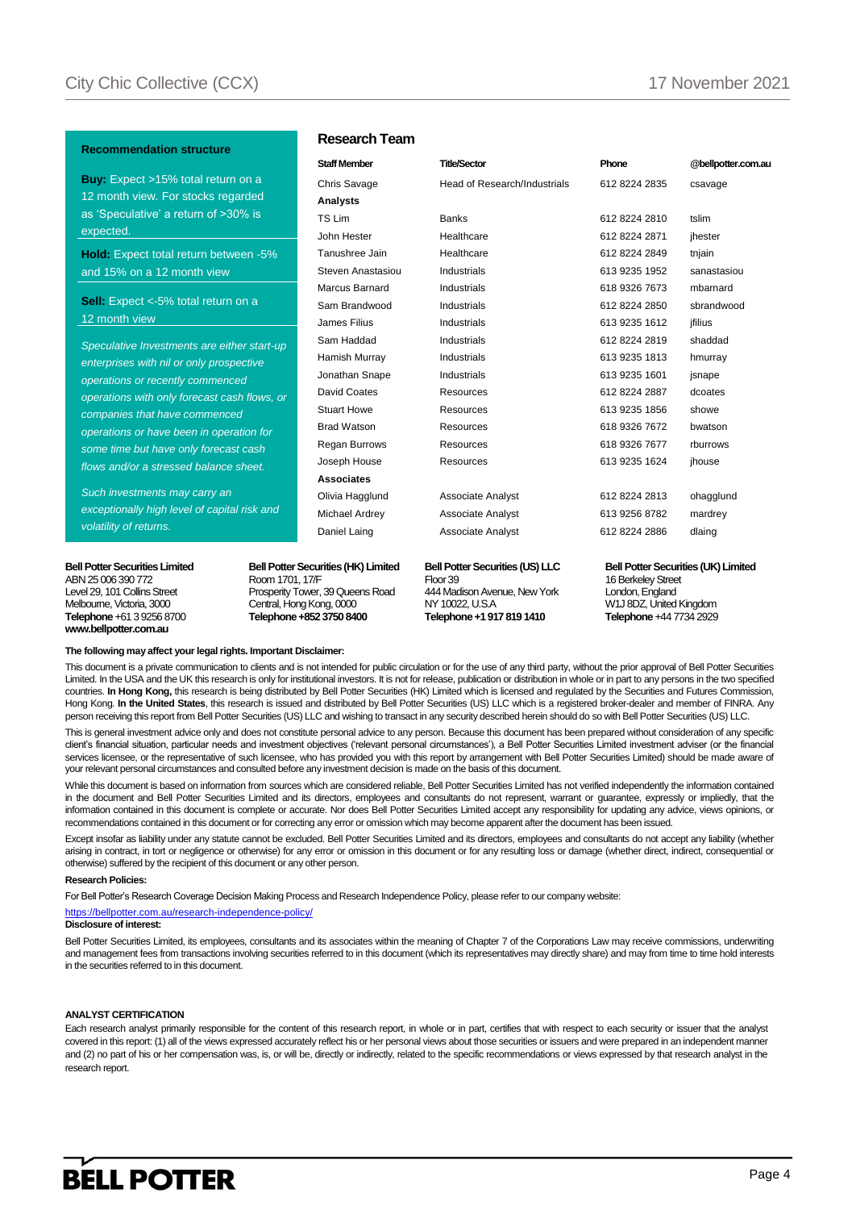### Recommendation structure

**Buy:** Expect >15% total return on a 12 month view. For stocks regarded as 'Speculative' a return of >30% is expected.

**Hold:** Expect total return between -5% and 15% on a 12 month view

**Sell:** Expect <-5% total return on a 12 month view

*Speculative Investments are either start-up enterprises with nil or only prospective operations or recently commenced operations with only forecast cash flows, or companies that have commenced operations or have been in operation for some time but have only forecast cash flows and/or a stressed balance sheet.*

*Such investments may carry an exceptionally high level of capital risk and volatility of returns.*

## Research Team

| Staff Member | Title/Sector | Phone | @bellpotter.com.au |
|---|---|---|---|
| Chris Savage | Head of Research/Industrials | 612 8224 2835 | csavage |
| **Analysts** | | | |
| TS Lim | Banks | 612 8224 2810 | tslim |
| John Hester | Healthcare | 612 8224 2871 | jhester |
| Tanushree Jain | Healthcare | 612 8224 2849 | tnjain |
| Steven Anastasiou | Industrials | 613 9235 1952 | sanastasiou |
| Marcus Barnard | Industrials | 618 9326 7673 | mbarnard |
| Sam Brandwood | Industrials | 612 8224 2850 | sbrandwood |
| James Filius | Industrials | 613 9235 1612 | jfilius |
| Sam Haddad | Industrials | 612 8224 2819 | shaddad |
| Hamish Murray | Industrials | 613 9235 1813 | hmurray |
| Jonathan Snape | Industrials | 613 9235 1601 | jsnape |
| David Coates | Resources | 612 8224 2887 | dcoates |
| Stuart Howe | Resources | 613 9235 1856 | showe |
| Brad Watson | Resources | 618 9326 7672 | bwatson |
| Regan Burrows | Resources | 618 9326 7677 | rburrows |
| Joseph House | Resources | 613 9235 1624 | jhouse |
| **Associates** | | | |
| Olivia Hagglund | Associate Analyst | 612 8224 2813 | ohagglund |
| Michael Ardrey | Associate Analyst | 613 9256 8782 | mardrey |
| Daniel Laing | Associate Analyst | 612 8224 2886 | dlaing |

**Bell Potter Securities Limited**
ABN 25 006 390 772
Level 29, 101 Collins Street
Melbourne, Victoria, 3000
**Telephone** +61 3 9256 8700
**www.bellpotter.com.au**

**Bell Potter Securities (HK) Limited**
Room 1701, 17/F
Prosperity Tower, 39 Queens Road
Central, Hong Kong, 0000
**Telephone +852 3750 8400**

**Bell Potter Securities (US) LLC**
Floor 39
444 Madison Avenue, New York
NY 10022, U.S.A
**Telephone +1 917 819 1410**

**Bell Potter Securities (UK) Limited**
16 Berkeley Street
London, England
W1J 8DZ, United Kingdom
**Telephone** +44 7734 2929

**The following may affect your legal rights. Important Disclaimer:**

This document is a private communication to clients and is not intended for public circulation or for the use of any third party, without the prior approval of Bell Potter Securities Limited. In the USA and the UK this research is only for institutional investors. It is not for release, publication or distribution in whole or in part to any persons in the two specified countries. **In Hong Kong,** this research is being distributed by Bell Potter Securities (HK) Limited which is licensed and regulated by the Securities and Futures Commission, Hong Kong. **In the United States**, this research is issued and distributed by Bell Potter Securities (US) LLC which is a registered broker-dealer and member of FINRA. Any person receiving this report from Bell Potter Securities (US) LLC and wishing to transact in any security described herein should do so with Bell Potter Securities (US) LLC.

This is general investment advice only and does not constitute personal advice to any person. Because this document has been prepared without consideration of any specific client's financial situation, particular needs and investment objectives ('relevant personal circumstances'), a Bell Potter Securities Limited investment adviser (or the financial services licensee, or the representative of such licensee, who has provided you with this report by arrangement with Bell Potter Securities Limited) should be made aware of your relevant personal circumstances and consulted before any investment decision is made on the basis of this document.

While this document is based on information from sources which are considered reliable, Bell Potter Securities Limited has not verified independently the information contained in the document and Bell Potter Securities Limited and its directors, employees and consultants do not represent, warrant or guarantee, expressly or impliedly, that the information contained in this document is complete or accurate. Nor does Bell Potter Securities Limited accept any responsibility for updating any advice, views opinions, or recommendations contained in this document or for correcting any error or omission which may become apparent after the document has been issued.

Except insofar as liability under any statute cannot be excluded. Bell Potter Securities Limited and its directors, employees and consultants do not accept any liability (whether arising in contract, in tort or negligence or otherwise) for any error or omission in this document or for any resulting loss or damage (whether direct, indirect, consequential or otherwise) suffered by the recipient of this document or any other person.

**Research Policies:**

For Bell Potter's Research Coverage Decision Making Process and Research Independence Policy, please refer to our company website:

https://bellpotter.com.au/research-independence-policy/

**Disclosure of interest:**

Bell Potter Securities Limited, its employees, consultants and its associates within the meaning of Chapter 7 of the Corporations Law may receive commissions, underwriting and management fees from transactions involving securities referred to in this document (which its representatives may directly share) and may from time to time hold interests in the securities referred to in this document.

**ANALYST CERTIFICATION**

Each research analyst primarily responsible for the content of this research report, in whole or in part, certifies that with respect to each security or issuer that the analyst covered in this report: (1) all of the views expressed accurately reflect his or her personal views about those securities or issuers and were prepared in an independent manner and (2) no part of his or her compensation was, is, or will be, directly or indirectly, related to the specific recommendations or views expressed by that research analyst in the research report.